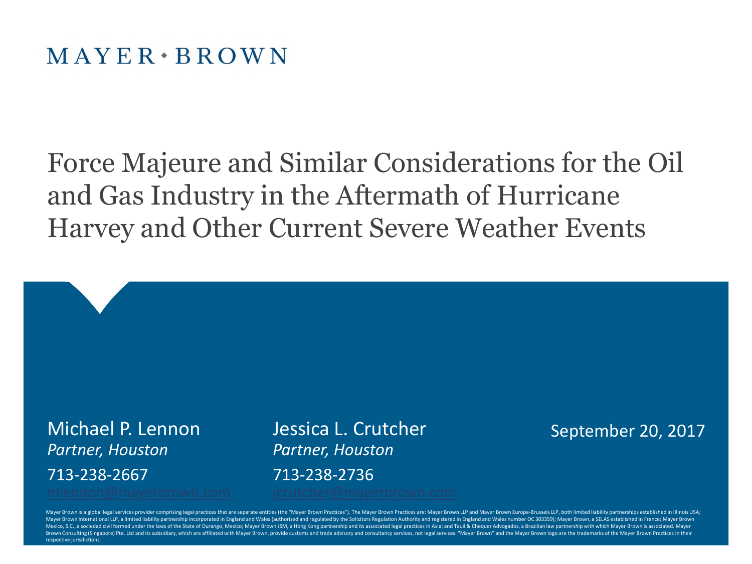MAYER • BROWN

# Force Majeure and Similar Considerations for the Oil and Gas Industry in the Aftermath of Hurricane Harvey and Other Current Severe Weather Events

Michael P. Lennon
*Partner, Houston*
713-238-2667
mlennon@mayerbrown.com

Jessica L. Crutcher
*Partner, Houston*
713-238-2736
jcrutcher@mayerbrown.com

September 20, 2017

Mayer Brown is a global legal services provider comprising legal practices that are separate entities (the "Mayer Brown Practices"). The Mayer Brown Practices are: Mayer Brown LLP and Mayer Brown Europe-Brussels LLP, both limited liability partnerships established in Illinois USA; Mayer Brown International LLP, a limited liability partnership incorporated in England and Wales (authorized and regulated by the Solicitors Regulation Authority and registered in England and Wales number OC 303359); Mayer Brown, a SELAS established in France; Mayer Brown Mexico, S.C., a sociedad civil formed under the laws of the State of Durango, Mexico; Mayer Brown JSM, a Hong Kong partnership and its associated legal practices in Asia; and Tauil & Chequer Advogados, a Brazilian law partnership with which Mayer Brown is associated. Mayer Brown Consulting (Singapore) Pte. Ltd and its subsidiary, which are affiliated with Mayer Brown, provide customs and trade advisory and consultancy services, not legal services. "Mayer Brown" and the Mayer Brown logo are the trademarks of the Mayer Brown Practices in their respective jurisdictions.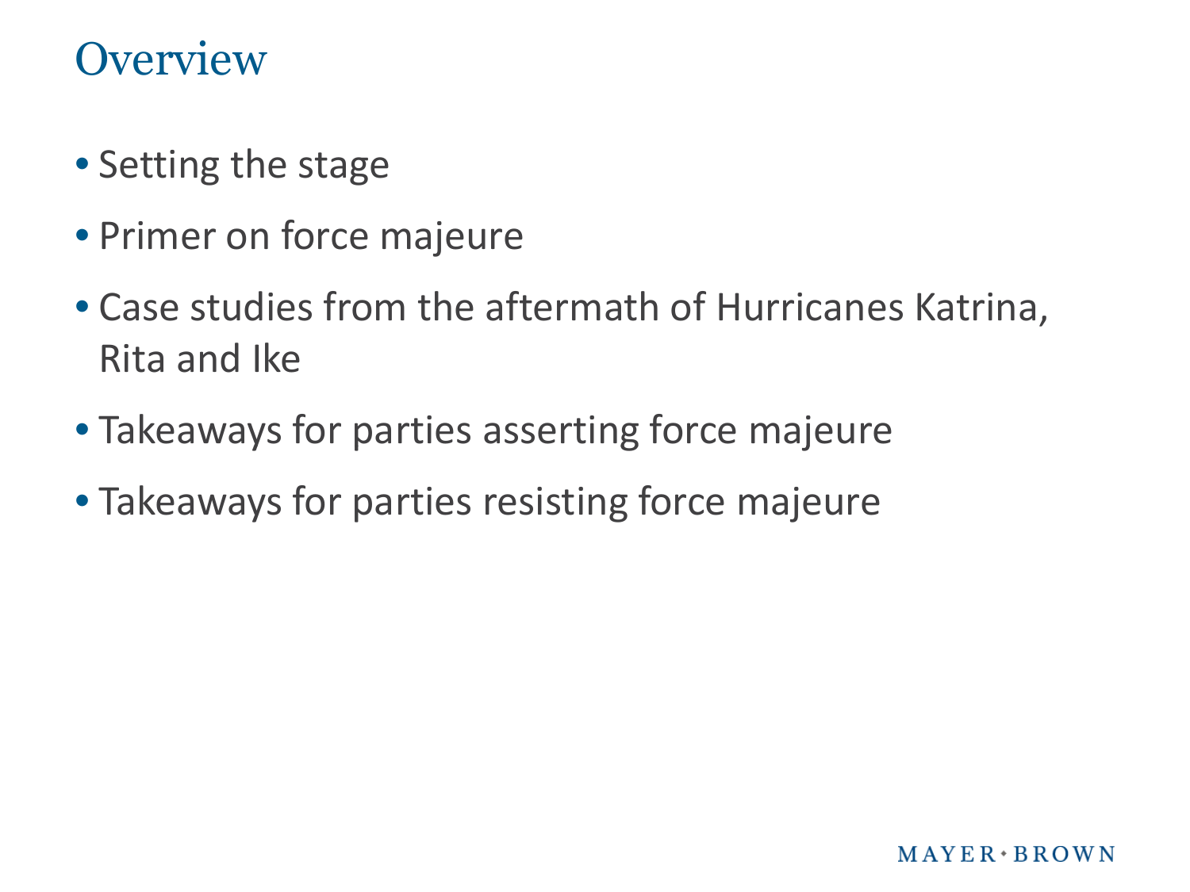# Overview

- Setting the stage
- Primer on force majeure
- Case studies from the aftermath of Hurricanes Katrina, Rita and Ike
- Takeaways for parties asserting force majeure
- Takeaways for parties resisting force majeure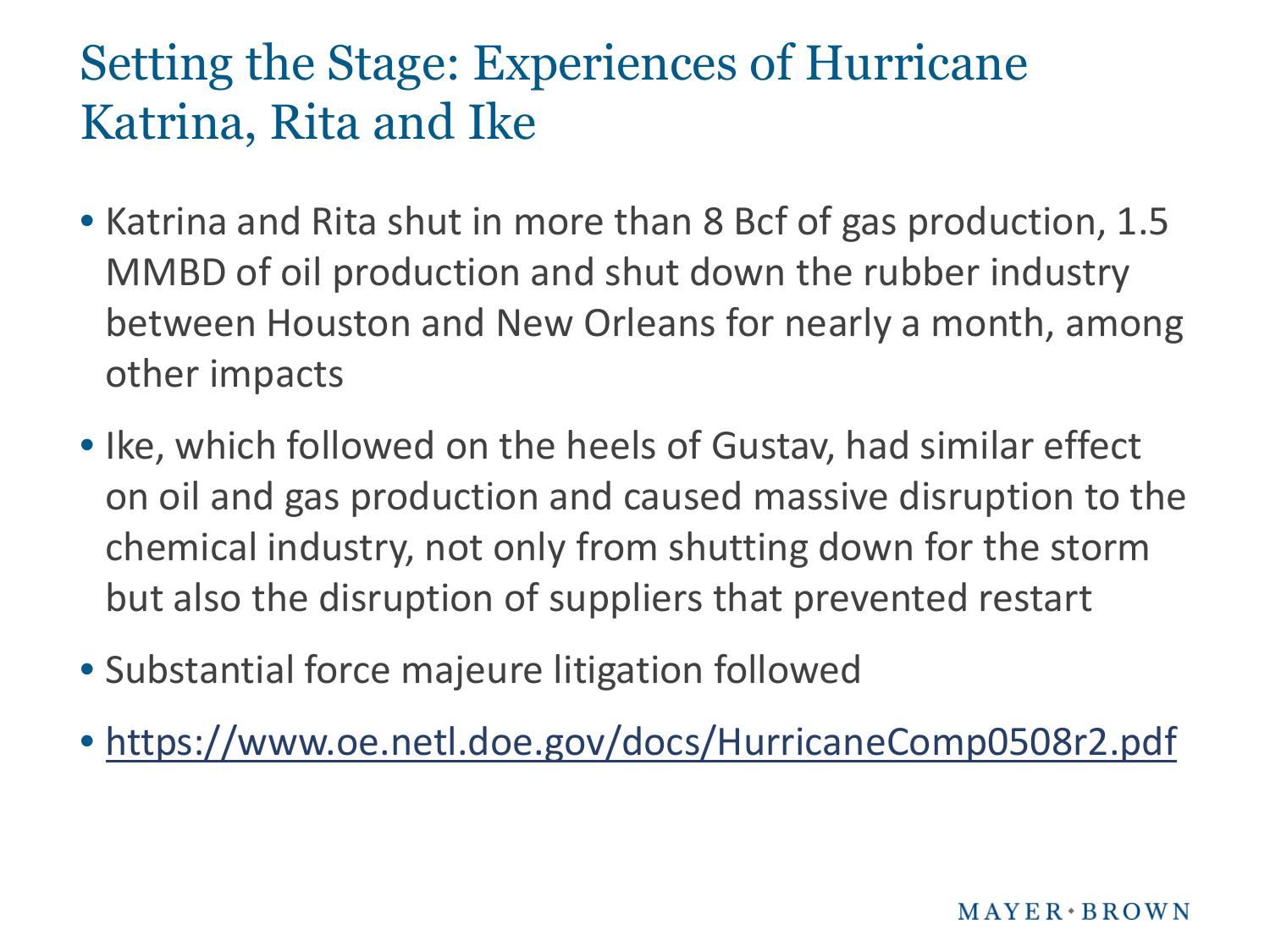# Setting the Stage: Experiences of Hurricane Katrina, Rita and Ike

- Katrina and Rita shut in more than 8 Bcf of gas production, 1.5 MMBD of oil production and shut down the rubber industry between Houston and New Orleans for nearly a month, among other impacts
- Ike, which followed on the heels of Gustav, had similar effect on oil and gas production and caused massive disruption to the chemical industry, not only from shutting down for the storm but also the disruption of suppliers that prevented restart
- Substantial force majeure litigation followed
- https://www.oe.netl.doe.gov/docs/HurricaneComp0508r2.pdf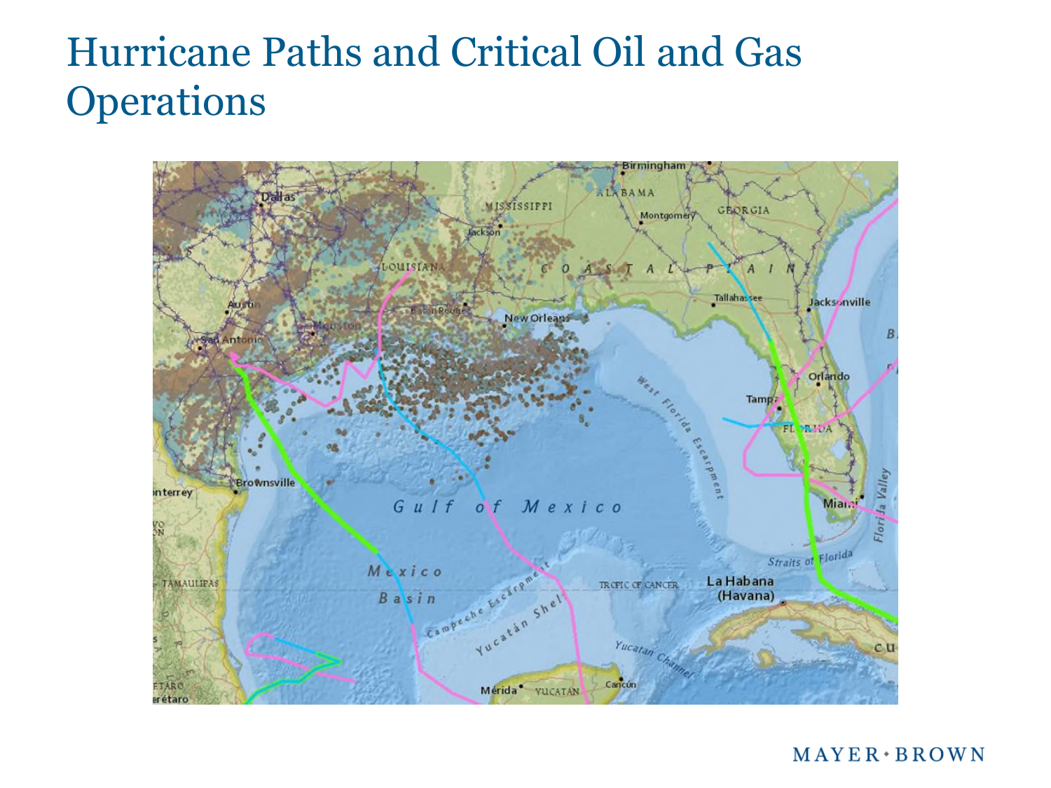# Hurricane Paths and Critical Oil and Gas Operations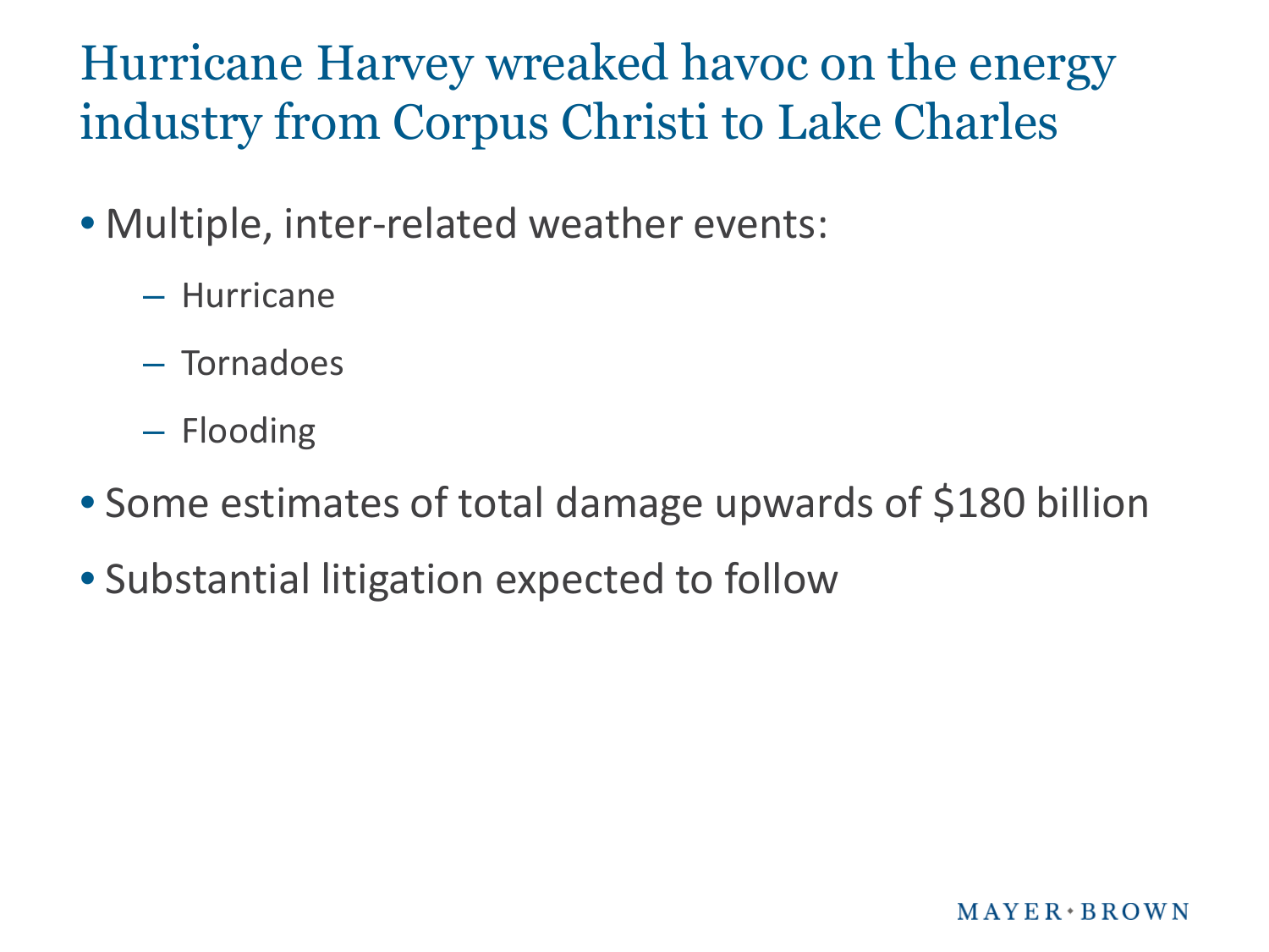# Hurricane Harvey wreaked havoc on the energy industry from Corpus Christi to Lake Charles

- Multiple, inter-related weather events:
  - Hurricane
  - Tornadoes
  - Flooding
- Some estimates of total damage upwards of $180 billion
- Substantial litigation expected to follow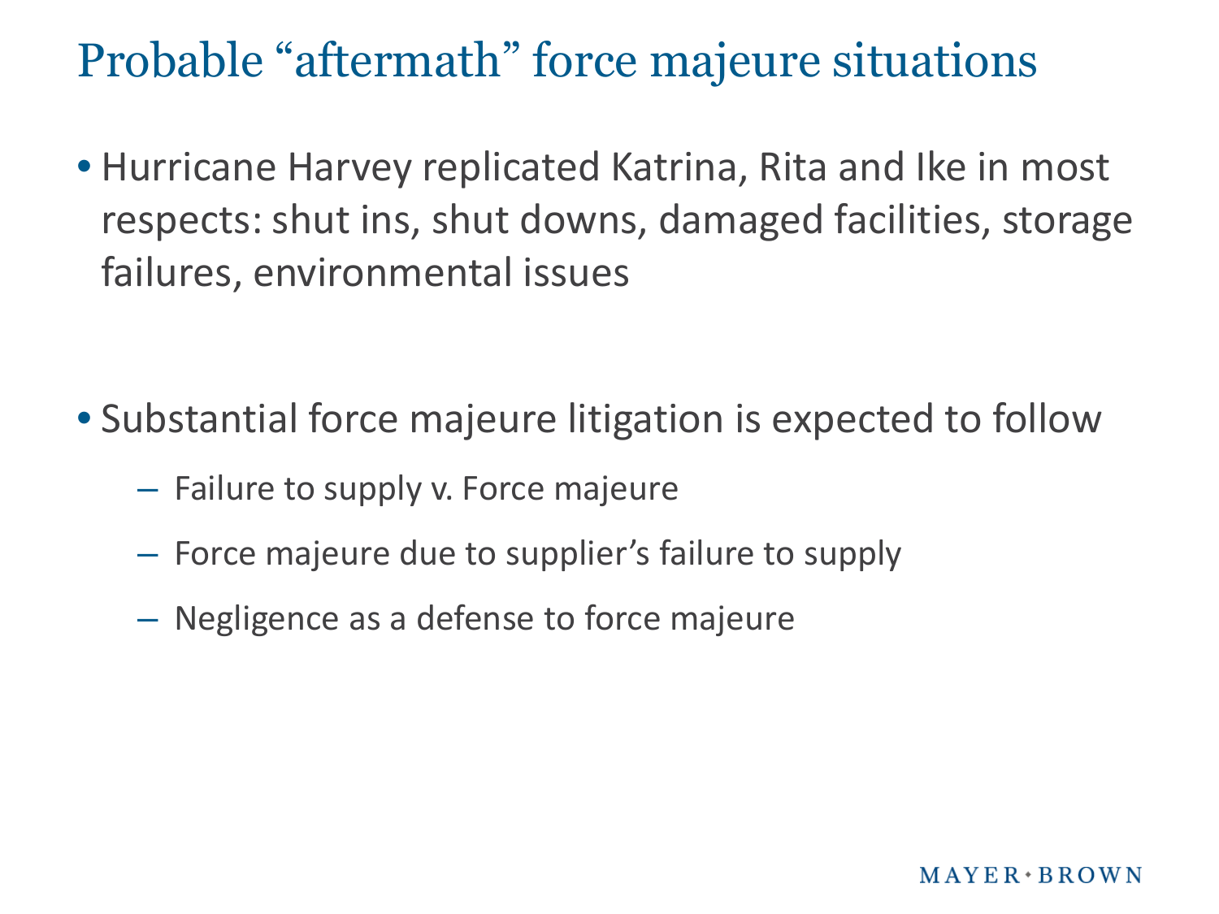# Probable "aftermath" force majeure situations

- Hurricane Harvey replicated Katrina, Rita and Ike in most respects: shut ins, shut downs, damaged facilities, storage failures, environmental issues

- Substantial force majeure litigation is expected to follow
  - Failure to supply v. Force majeure
  - Force majeure due to supplier's failure to supply
  - Negligence as a defense to force majeure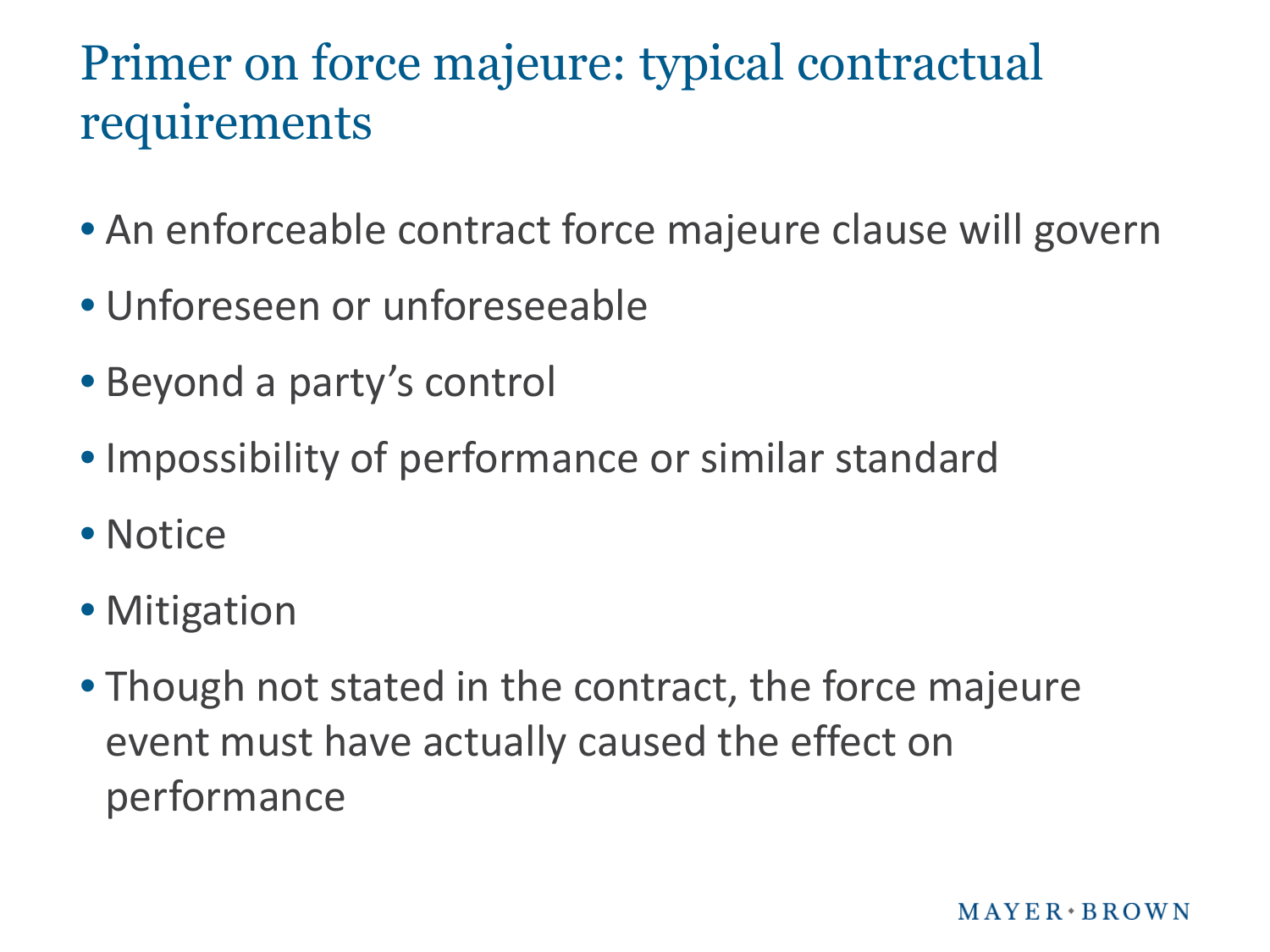# Primer on force majeure: typical contractual requirements

- An enforceable contract force majeure clause will govern
- Unforeseen or unforeseeable
- Beyond a party's control
- Impossibility of performance or similar standard
- Notice
- Mitigation
- Though not stated in the contract, the force majeure event must have actually caused the effect on performance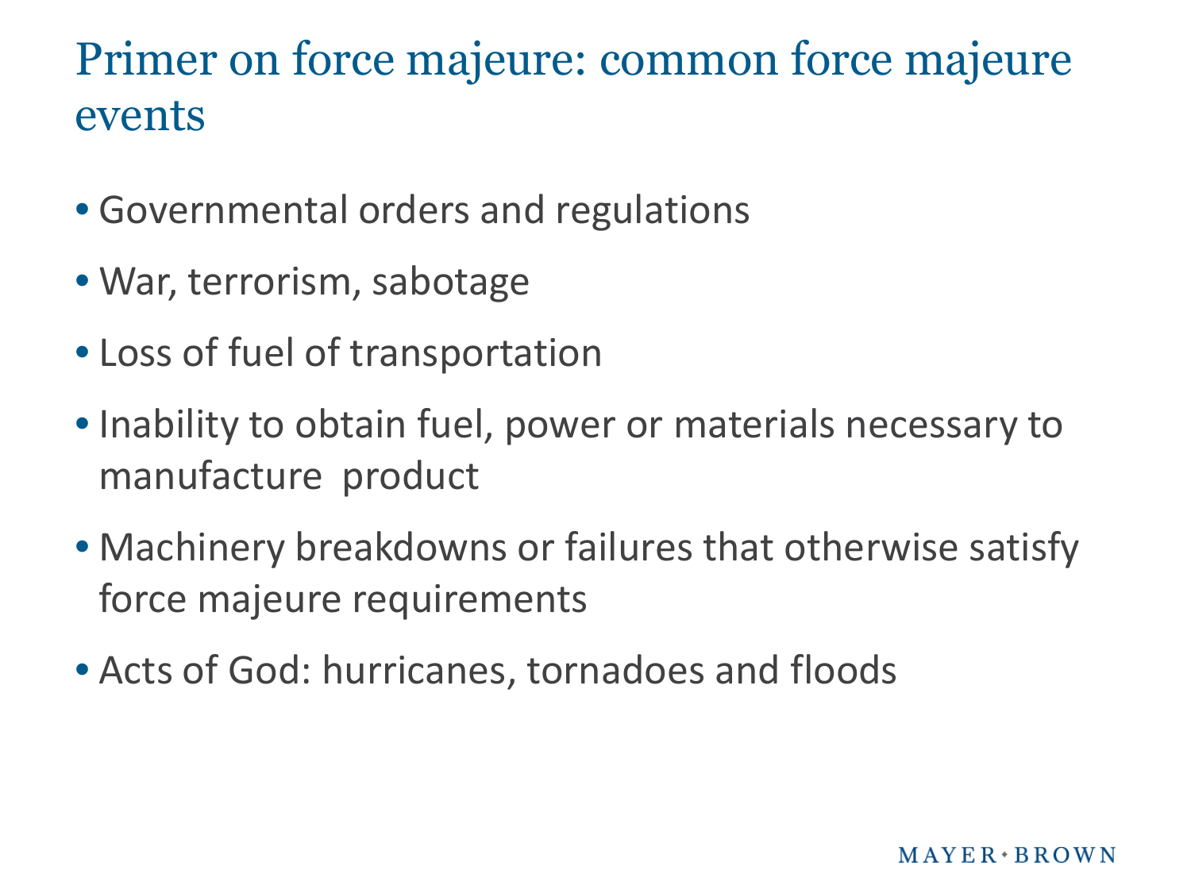# Primer on force majeure: common force majeure events

- Governmental orders and regulations
- War, terrorism, sabotage
- Loss of fuel of transportation
- Inability to obtain fuel, power or materials necessary to manufacture product
- Machinery breakdowns or failures that otherwise satisfy force majeure requirements
- Acts of God: hurricanes, tornadoes and floods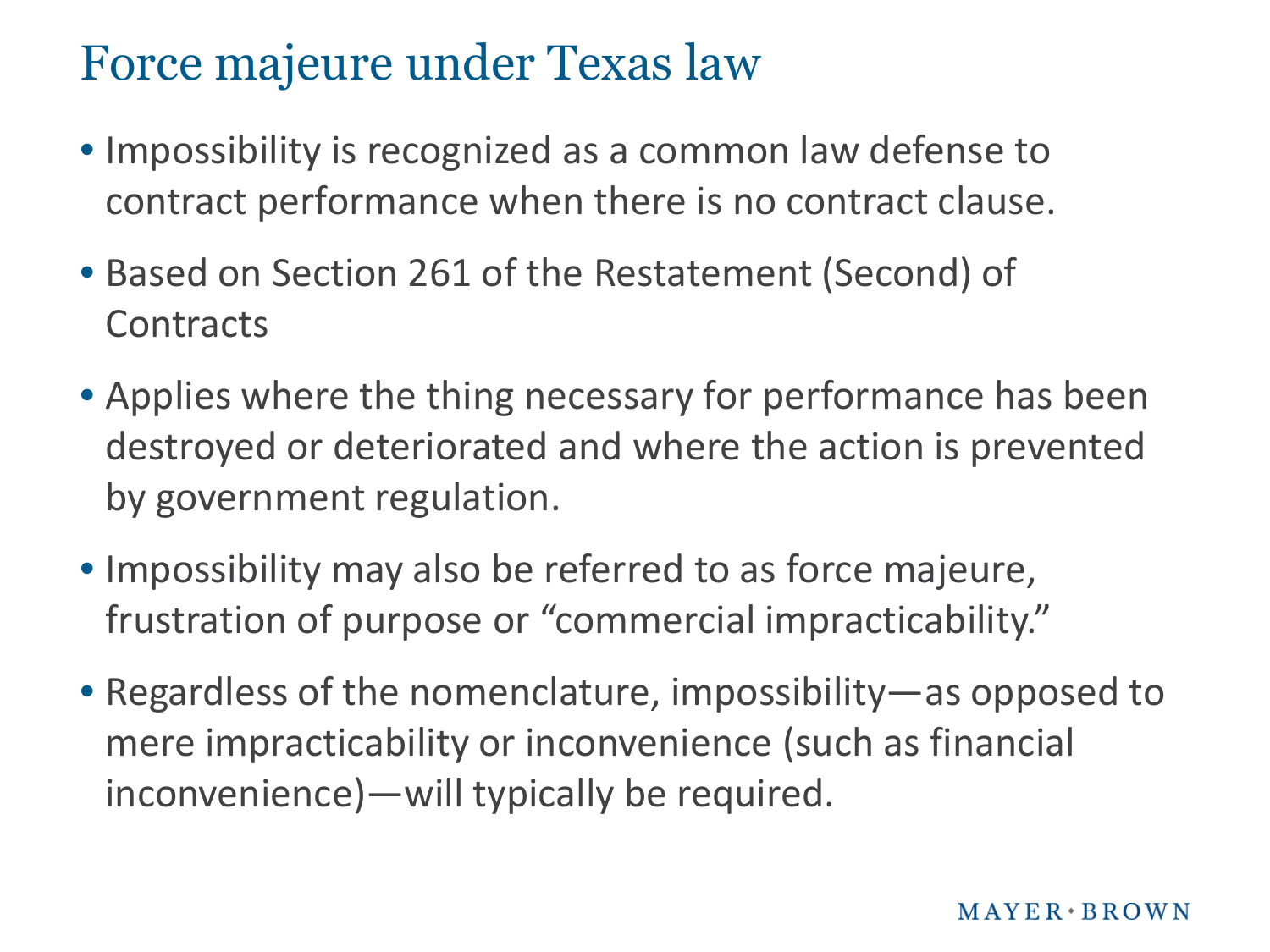# Force majeure under Texas law

- Impossibility is recognized as a common law defense to contract performance when there is no contract clause.
- Based on Section 261 of the Restatement (Second) of Contracts
- Applies where the thing necessary for performance has been destroyed or deteriorated and where the action is prevented by government regulation.
- Impossibility may also be referred to as force majeure, frustration of purpose or "commercial impracticability."
- Regardless of the nomenclature, impossibility—as opposed to mere impracticability or inconvenience (such as financial inconvenience)—will typically be required.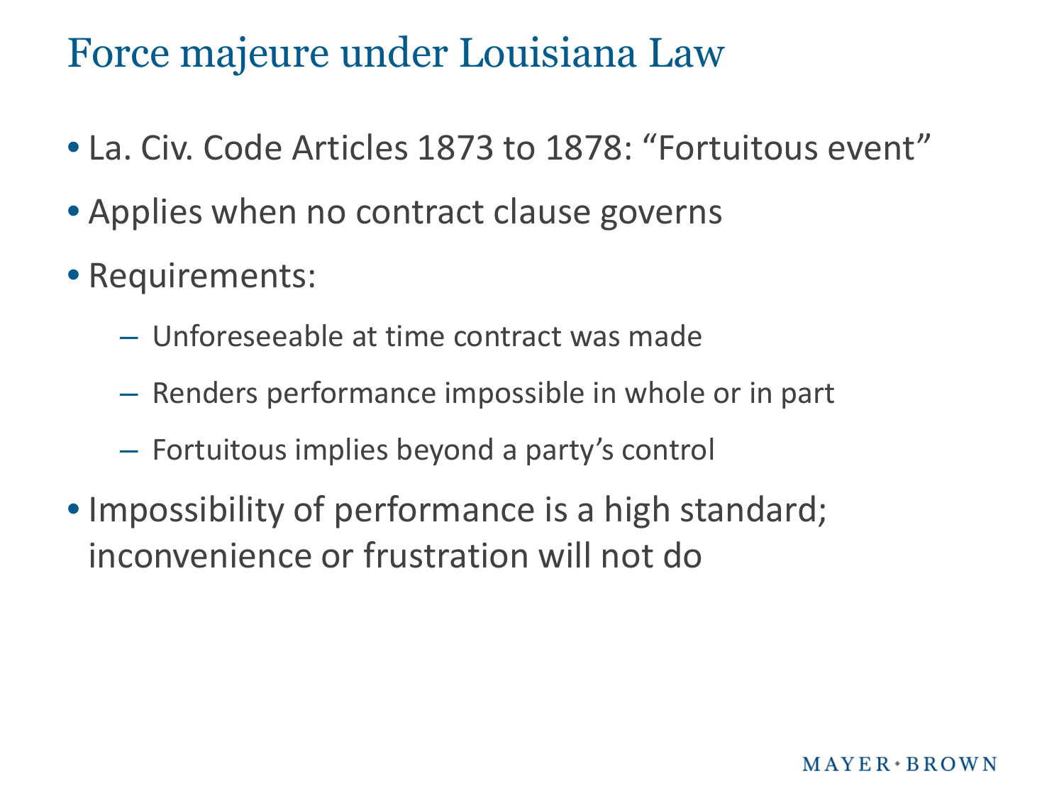# Force majeure under Louisiana Law

- La. Civ. Code Articles 1873 to 1878: "Fortuitous event"
- Applies when no contract clause governs
- Requirements:
  - Unforeseeable at time contract was made
  - Renders performance impossible in whole or in part
  - Fortuitous implies beyond a party's control
- Impossibility of performance is a high standard; inconvenience or frustration will not do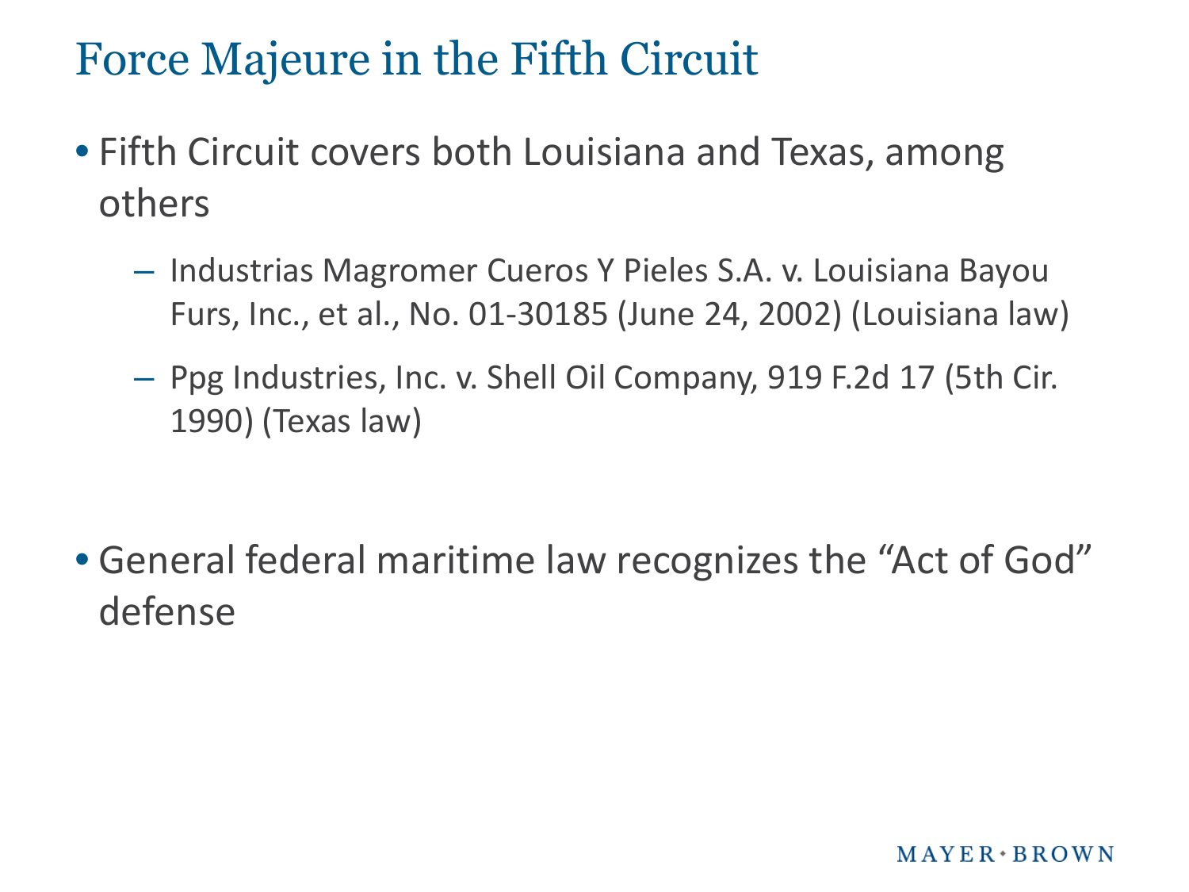# Force Majeure in the Fifth Circuit

- Fifth Circuit covers both Louisiana and Texas, among others
  - Industrias Magromer Cueros Y Pieles S.A. v. Louisiana Bayou Furs, Inc., et al., No. 01-30185 (June 24, 2002) (Louisiana law)
  - Ppg Industries, Inc. v. Shell Oil Company, 919 F.2d 17 (5th Cir. 1990) (Texas law)
- General federal maritime law recognizes the "Act of God" defense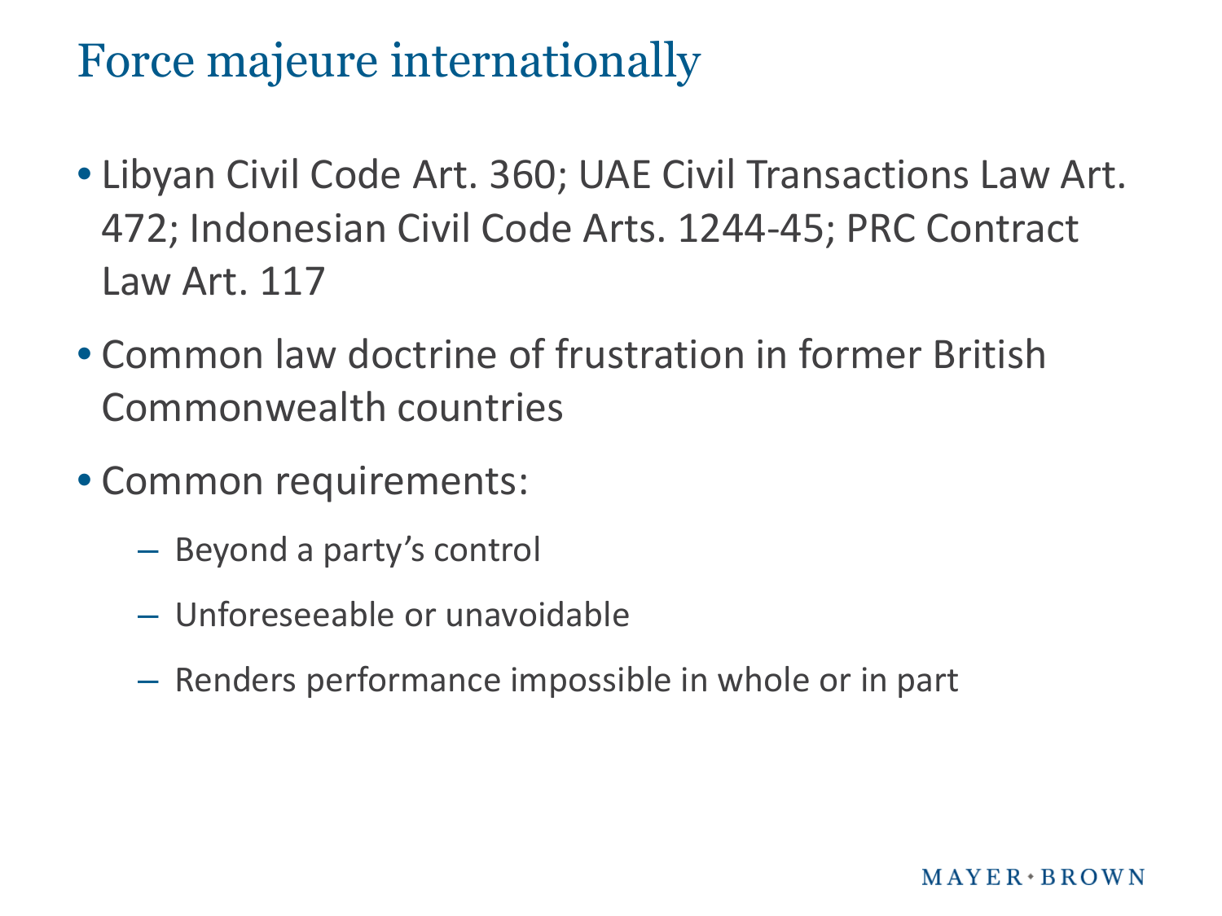# Force majeure internationally

- Libyan Civil Code Art. 360; UAE Civil Transactions Law Art. 472; Indonesian Civil Code Arts. 1244-45; PRC Contract Law Art. 117
- Common law doctrine of frustration in former British Commonwealth countries
- Common requirements:
  - Beyond a party's control
  - Unforeseeable or unavoidable
  - Renders performance impossible in whole or in part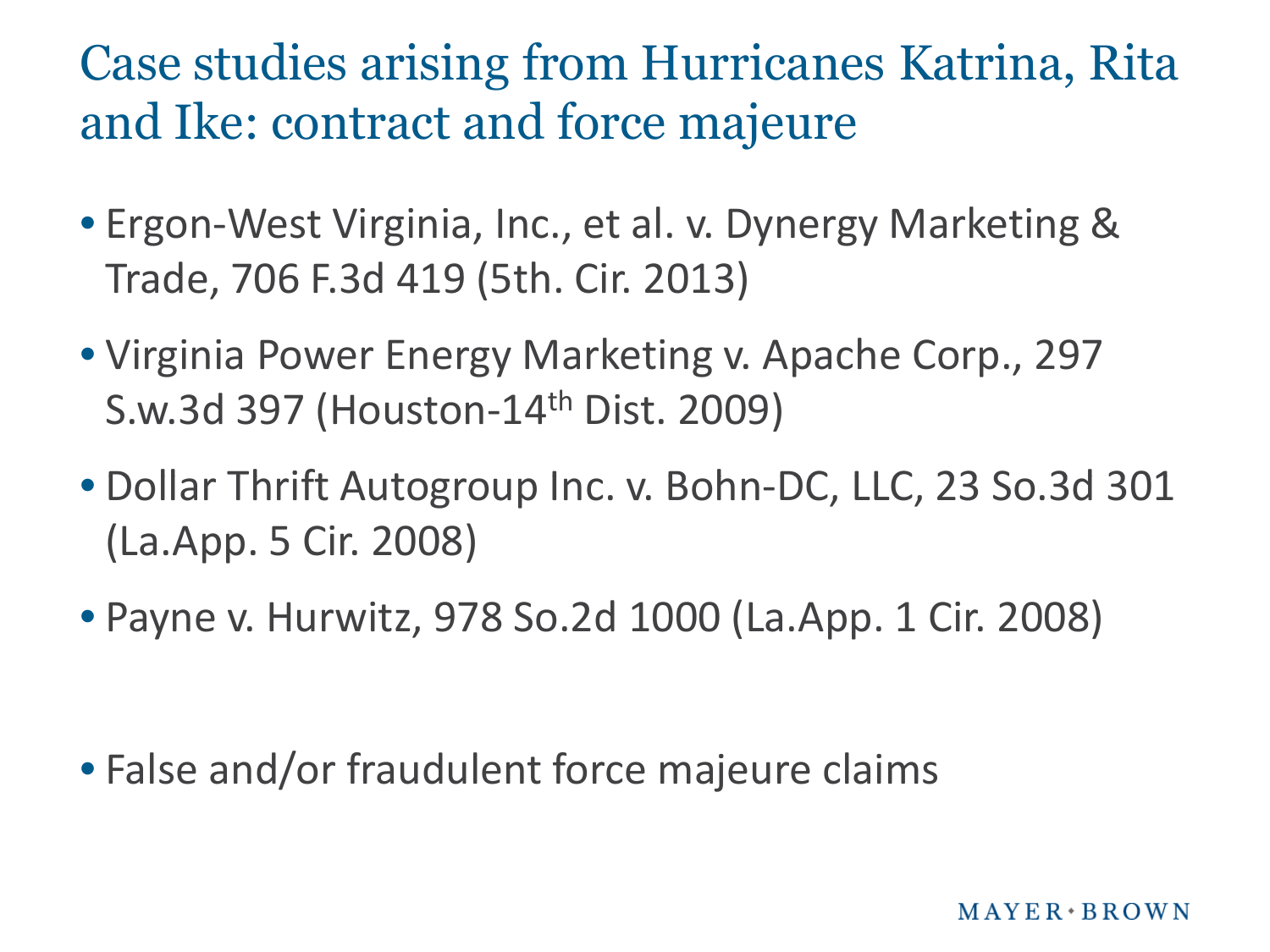# Case studies arising from Hurricanes Katrina, Rita and Ike: contract and force majeure

- Ergon-West Virginia, Inc., et al. v. Dynergy Marketing & Trade, 706 F.3d 419 (5th. Cir. 2013)
- Virginia Power Energy Marketing v. Apache Corp., 297 S.w.3d 397 (Houston-14th Dist. 2009)
- Dollar Thrift Autogroup Inc. v. Bohn-DC, LLC, 23 So.3d 301 (La.App. 5 Cir. 2008)
- Payne v. Hurwitz, 978 So.2d 1000 (La.App. 1 Cir. 2008)

- False and/or fraudulent force majeure claims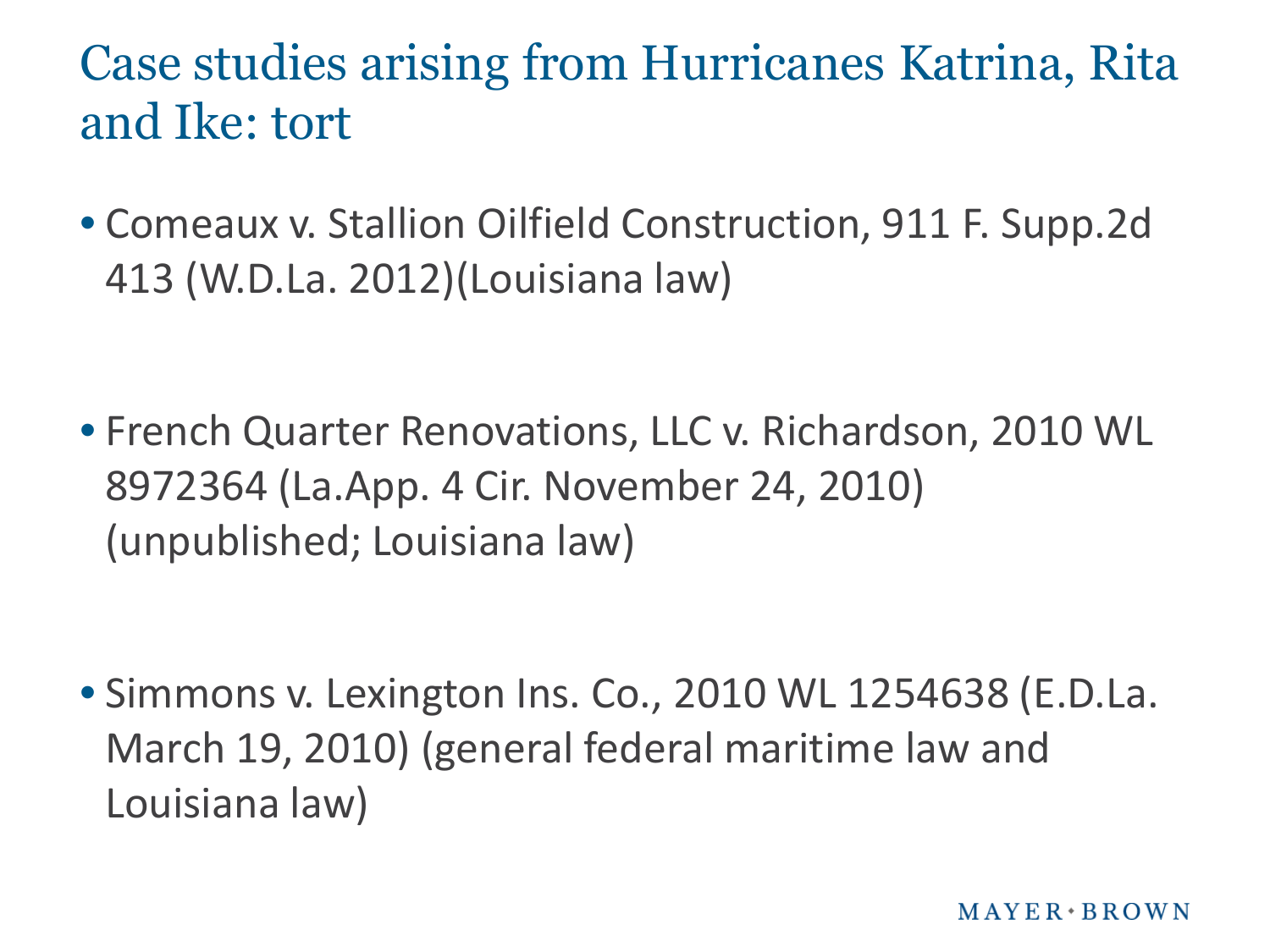# Case studies arising from Hurricanes Katrina, Rita and Ike: tort

- Comeaux v. Stallion Oilfield Construction, 911 F. Supp.2d 413 (W.D.La. 2012)(Louisiana law)

- French Quarter Renovations, LLC v. Richardson, 2010 WL 8972364 (La.App. 4 Cir. November 24, 2010) (unpublished; Louisiana law)

- Simmons v. Lexington Ins. Co., 2010 WL 1254638 (E.D.La. March 19, 2010) (general federal maritime law and Louisiana law)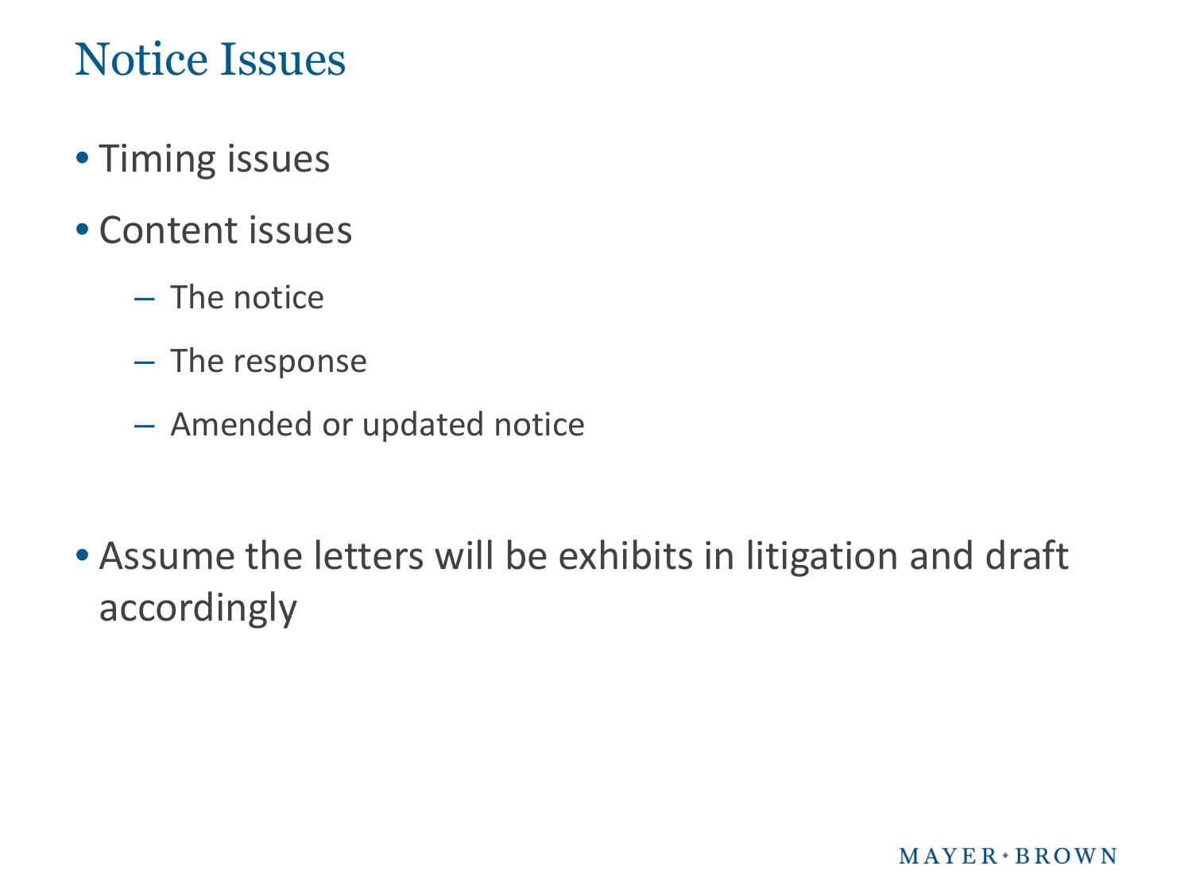# Notice Issues

- Timing issues
- Content issues
  - The notice
  - The response
  - Amended or updated notice
- Assume the letters will be exhibits in litigation and draft accordingly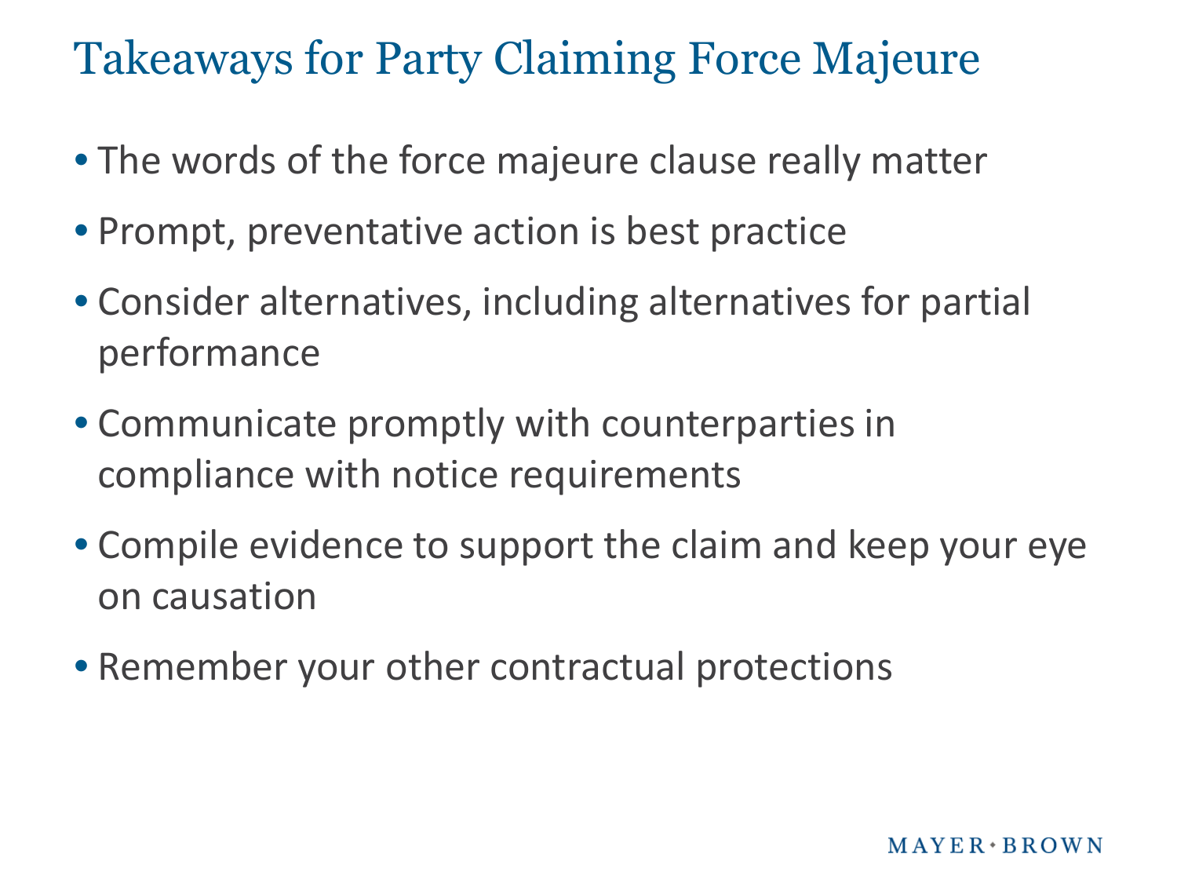# Takeaways for Party Claiming Force Majeure

- The words of the force majeure clause really matter
- Prompt, preventative action is best practice
- Consider alternatives, including alternatives for partial performance
- Communicate promptly with counterparties in compliance with notice requirements
- Compile evidence to support the claim and keep your eye on causation
- Remember your other contractual protections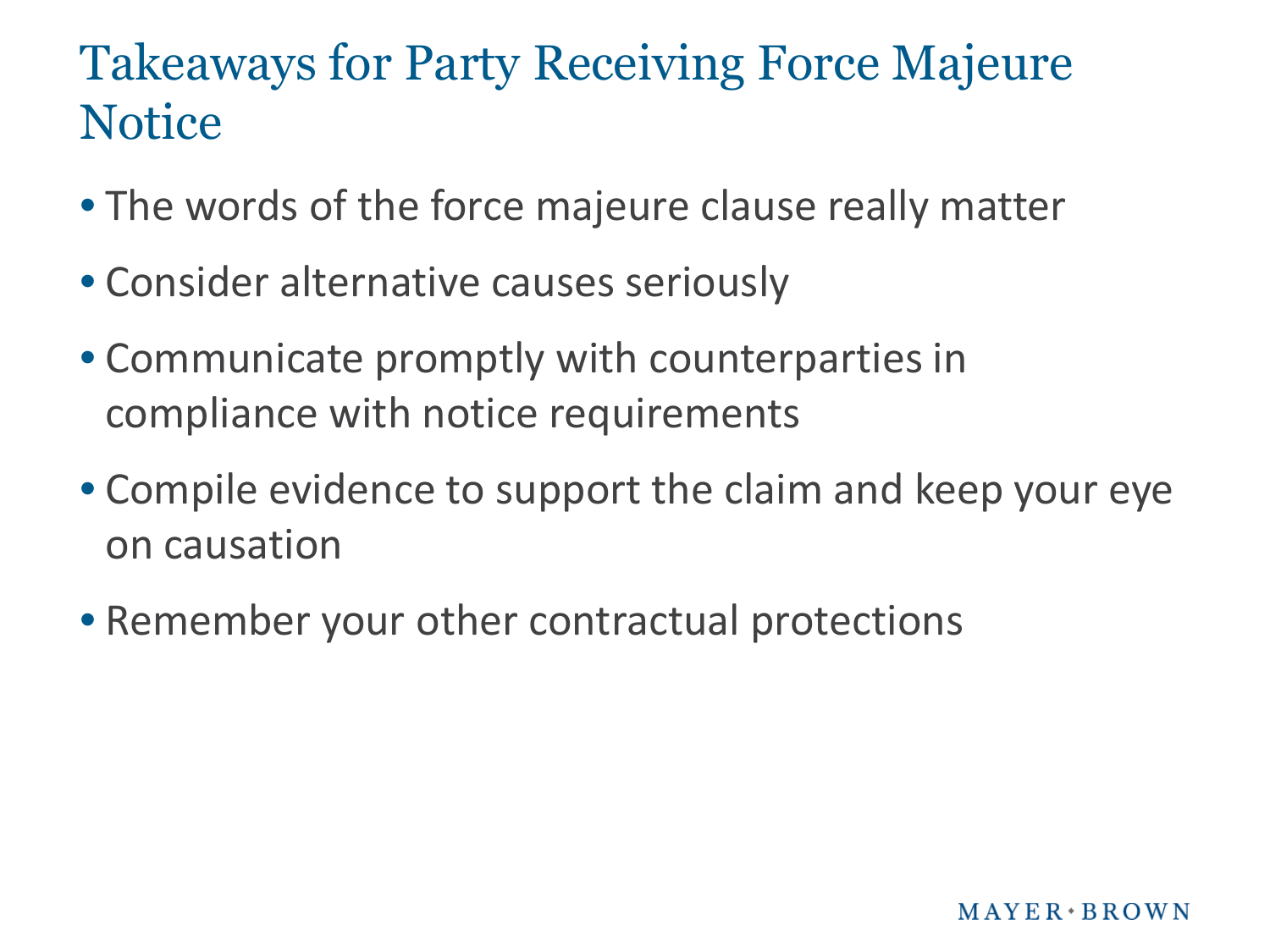# Takeaways for Party Receiving Force Majeure Notice

- The words of the force majeure clause really matter
- Consider alternative causes seriously
- Communicate promptly with counterparties in compliance with notice requirements
- Compile evidence to support the claim and keep your eye on causation
- Remember your other contractual protections